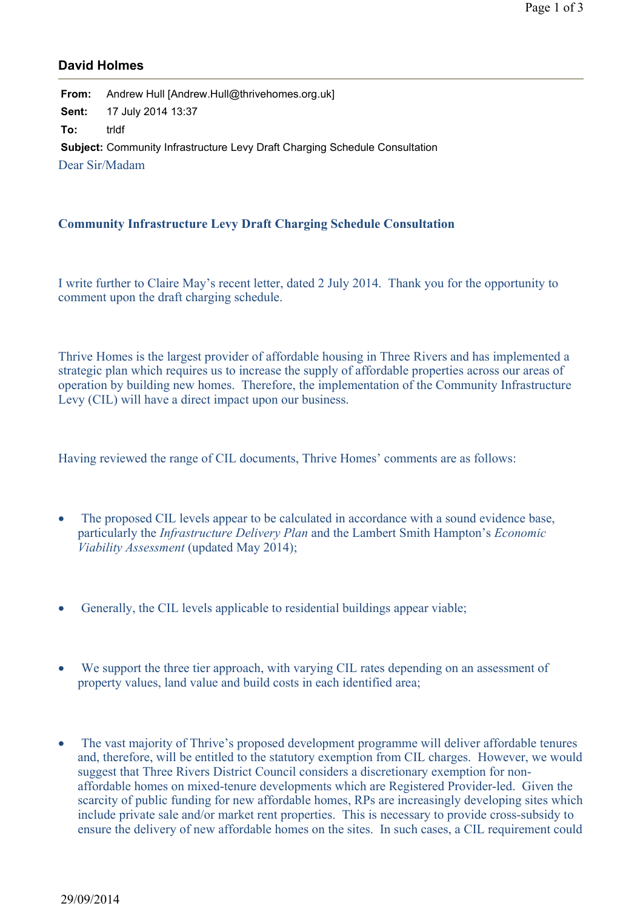## David Holmes

**From:** Andrew Hull [Andrew.Hull@thrivehomes.org.uk]

**Sent:** 17 July 2014 13:37

**To:** trldf

**Subject:** Community Infrastructure Levy Draft Charging Schedule Consultation

Dear Sir/Madam

**Community Infrastructure Levy Draft Charging Schedule Consultation**

I write further to Claire May's recent letter, dated 2 July 2014. Thank you for the opportunity to comment upon the draft charging schedule.

Thrive Homes is the largest provider of affordable housing in Three Rivers and has implemented a strategic plan which requires us to increase the supply of affordable properties across our areas of operation by building new homes. Therefore, the implementation of the Community Infrastructure Levy (CIL) will have a direct impact upon our business.

Having reviewed the range of CIL documents, Thrive Homes' comments are as follows:

- The proposed CIL levels appear to be calculated in accordance with a sound evidence base, particularly the *Infrastructure Delivery Plan* and the Lambert Smith Hampton's *Economic Viability Assessment* (updated May 2014);

- Generally, the CIL levels applicable to residential buildings appear viable;

- We support the three tier approach, with varying CIL rates depending on an assessment of property values, land value and build costs in each identified area;

- The vast majority of Thrive's proposed development programme will deliver affordable tenures and, therefore, will be entitled to the statutory exemption from CIL charges. However, we would suggest that Three Rivers District Council considers a discretionary exemption for non-affordable homes on mixed-tenure developments which are Registered Provider-led. Given the scarcity of public funding for new affordable homes, RPs are increasingly developing sites which include private sale and/or market rent properties. This is necessary to provide cross-subsidy to ensure the delivery of new affordable homes on the sites. In such cases, a CIL requirement could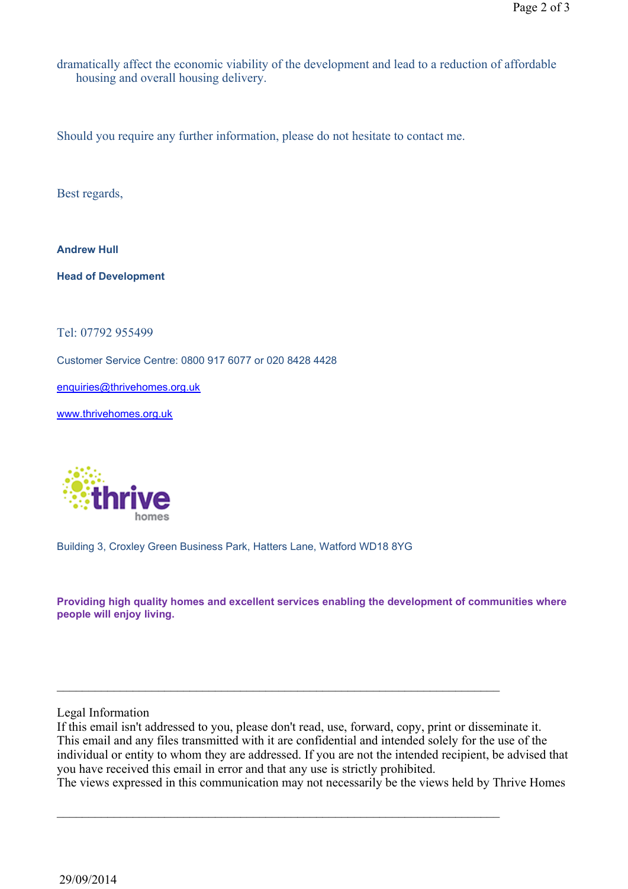dramatically affect the economic viability of the development and lead to a reduction of affordable housing and overall housing delivery.

Should you require any further information, please do not hesitate to contact me.

Best regards,

**Andrew Hull**

**Head of Development**

Tel: 07792 955499

Customer Service Centre: 0800 917 6077 or 020 8428 4428

enquiries@thrivehomes.org.uk

www.thrivehomes.org.uk

thrive homes

Building 3, Croxley Green Business Park, Hatters Lane, Watford WD18 8YG

**Providing high quality homes and excellent services enabling the development of communities where people will enjoy living.**

---

Legal Information
If this email isn't addressed to you, please don't read, use, forward, copy, print or disseminate it.
This email and any files transmitted with it are confidential and intended solely for the use of the individual or entity to whom they are addressed. If you are not the intended recipient, be advised that you have received this email in error and that any use is strictly prohibited.
The views expressed in this communication may not necessarily be the views held by Thrive Homes

---

29/09/2014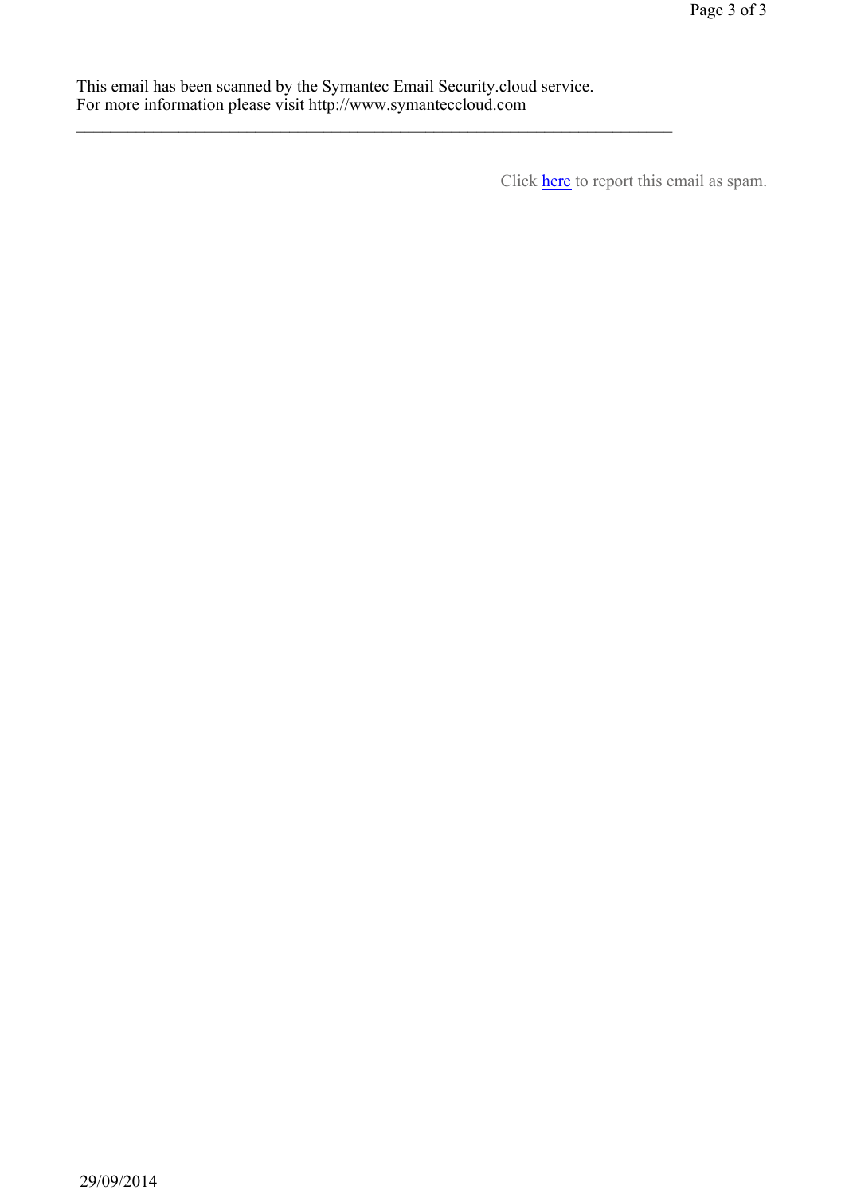This email has been scanned by the Symantec Email Security.cloud service.
For more information please visit http://www.symanteccloud.com

---

Click here to report this email as spam.

29/09/2014